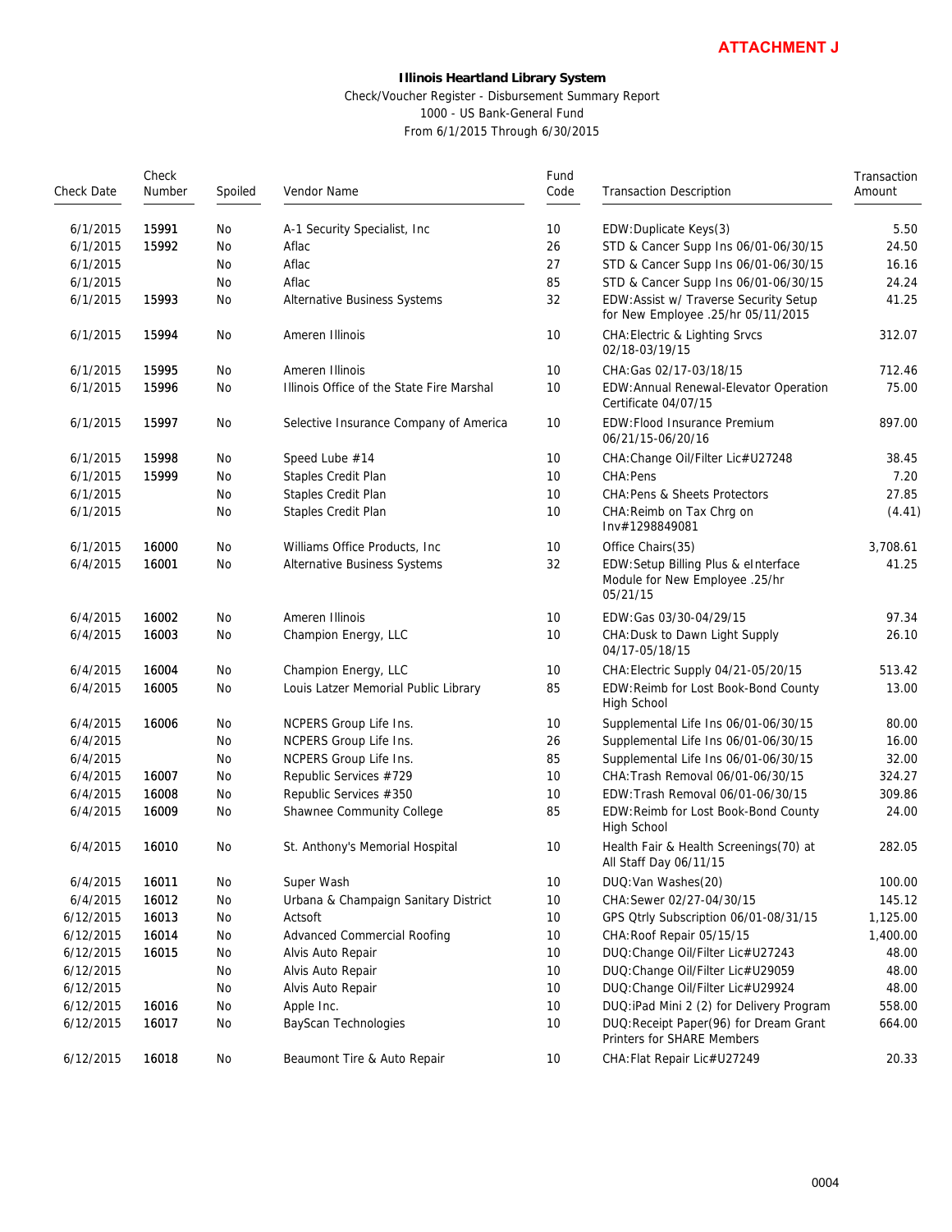**ATTACHMENT J**

**Illinois Heartland Library System**

Check/Voucher Register - Disbursement Summary Report
1000 - US Bank-General Fund
From 6/1/2015 Through 6/30/2015

| Check Date | Check Number | Spoiled | Vendor Name | Fund Code | Transaction Description | Transaction Amount |
|---|---|---|---|---|---|---|
| 6/1/2015 | 15991 | No | A-1 Security Specialist, Inc | 10 | EDW:Duplicate Keys(3) | 5.50 |
| 6/1/2015 | 15992 | No | Aflac | 26 | STD & Cancer Supp Ins 06/01-06/30/15 | 24.50 |
| 6/1/2015 | | No | Aflac | 27 | STD & Cancer Supp Ins 06/01-06/30/15 | 16.16 |
| 6/1/2015 | | No | Aflac | 85 | STD & Cancer Supp Ins 06/01-06/30/15 | 24.24 |
| 6/1/2015 | 15993 | No | Alternative Business Systems | 32 | EDW:Assist w/ Traverse Security Setup for New Employee .25/hr 05/11/2015 | 41.25 |
| 6/1/2015 | 15994 | No | Ameren Illinois | 10 | CHA:Electric & Lighting Srvcs 02/18-03/19/15 | 312.07 |
| 6/1/2015 | 15995 | No | Ameren Illinois | 10 | CHA:Gas 02/17-03/18/15 | 712.46 |
| 6/1/2015 | 15996 | No | Illinois Office of the State Fire Marshal | 10 | EDW:Annual Renewal-Elevator Operation Certificate 04/07/15 | 75.00 |
| 6/1/2015 | 15997 | No | Selective Insurance Company of America | 10 | EDW:Flood Insurance Premium 06/21/15-06/20/16 | 897.00 |
| 6/1/2015 | 15998 | No | Speed Lube #14 | 10 | CHA:Change Oil/Filter Lic#U27248 | 38.45 |
| 6/1/2015 | 15999 | No | Staples Credit Plan | 10 | CHA:Pens | 7.20 |
| 6/1/2015 | | No | Staples Credit Plan | 10 | CHA:Pens & Sheets Protectors | 27.85 |
| 6/1/2015 | | No | Staples Credit Plan | 10 | CHA:Reimb on Tax Chrg on Inv#1298849081 | (4.41) |
| 6/1/2015 | 16000 | No | Williams Office Products, Inc | 10 | Office Chairs(35) | 3,708.61 |
| 6/4/2015 | 16001 | No | Alternative Business Systems | 32 | EDW:Setup Billing Plus & eInterface Module for New Employee .25/hr 05/21/15 | 41.25 |
| 6/4/2015 | 16002 | No | Ameren Illinois | 10 | EDW:Gas 03/30-04/29/15 | 97.34 |
| 6/4/2015 | 16003 | No | Champion Energy, LLC | 10 | CHA:Dusk to Dawn Light Supply 04/17-05/18/15 | 26.10 |
| 6/4/2015 | 16004 | No | Champion Energy, LLC | 10 | CHA:Electric Supply 04/21-05/20/15 | 513.42 |
| 6/4/2015 | 16005 | No | Louis Latzer Memorial Public Library | 85 | EDW:Reimb for Lost Book-Bond County High School | 13.00 |
| 6/4/2015 | 16006 | No | NCPERS Group Life Ins. | 10 | Supplemental Life Ins 06/01-06/30/15 | 80.00 |
| 6/4/2015 | | No | NCPERS Group Life Ins. | 26 | Supplemental Life Ins 06/01-06/30/15 | 16.00 |
| 6/4/2015 | | No | NCPERS Group Life Ins. | 85 | Supplemental Life Ins 06/01-06/30/15 | 32.00 |
| 6/4/2015 | 16007 | No | Republic Services #729 | 10 | CHA:Trash Removal 06/01-06/30/15 | 324.27 |
| 6/4/2015 | 16008 | No | Republic Services #350 | 10 | EDW:Trash Removal 06/01-06/30/15 | 309.86 |
| 6/4/2015 | 16009 | No | Shawnee Community College | 85 | EDW:Reimb for Lost Book-Bond County High School | 24.00 |
| 6/4/2015 | 16010 | No | St. Anthony's Memorial Hospital | 10 | Health Fair & Health Screenings(70) at All Staff Day 06/11/15 | 282.05 |
| 6/4/2015 | 16011 | No | Super Wash | 10 | DUQ:Van Washes(20) | 100.00 |
| 6/4/2015 | 16012 | No | Urbana & Champaign Sanitary District | 10 | CHA:Sewer 02/27-04/30/15 | 145.12 |
| 6/12/2015 | 16013 | No | Actsoft | 10 | GPS Qtrly Subscription 06/01-08/31/15 | 1,125.00 |
| 6/12/2015 | 16014 | No | Advanced Commercial Roofing | 10 | CHA:Roof Repair 05/15/15 | 1,400.00 |
| 6/12/2015 | 16015 | No | Alvis Auto Repair | 10 | DUQ:Change Oil/Filter Lic#U27243 | 48.00 |
| 6/12/2015 | | No | Alvis Auto Repair | 10 | DUQ:Change Oil/Filter Lic#U29059 | 48.00 |
| 6/12/2015 | | No | Alvis Auto Repair | 10 | DUQ:Change Oil/Filter Lic#U29924 | 48.00 |
| 6/12/2015 | 16016 | No | Apple Inc. | 10 | DUQ:iPad Mini 2 (2) for Delivery Program | 558.00 |
| 6/12/2015 | 16017 | No | BayScan Technologies | 10 | DUQ:Receipt Paper(96) for Dream Grant Printers for SHARE Members | 664.00 |
| 6/12/2015 | 16018 | No | Beaumont Tire & Auto Repair | 10 | CHA:Flat Repair Lic#U27249 | 20.33 |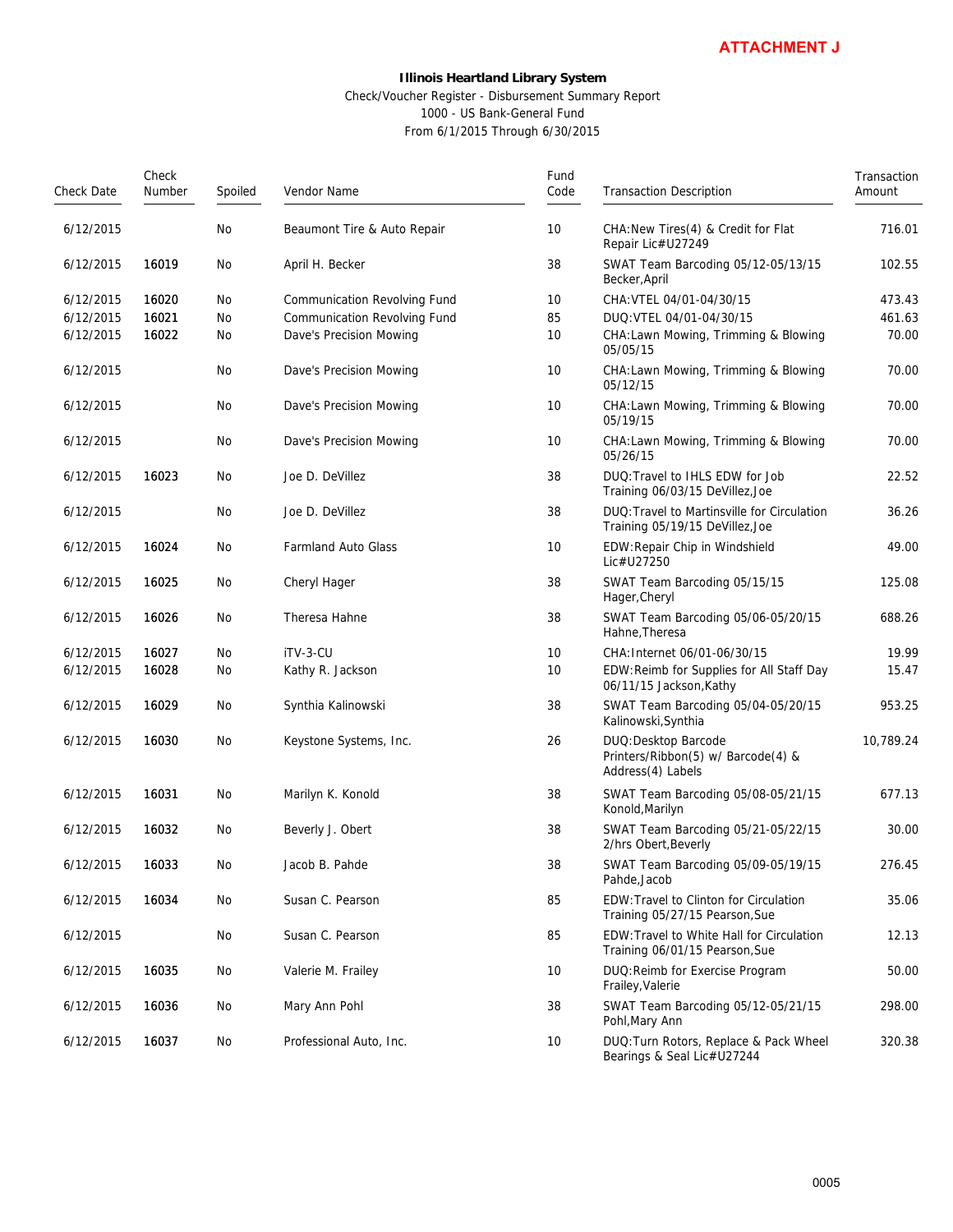**ATTACHMENT J**

**Illinois Heartland Library System**

Check/Voucher Register - Disbursement Summary Report
1000 - US Bank-General Fund
From 6/1/2015 Through 6/30/2015

| Check Date | Check Number | Spoiled | Vendor Name | Fund Code | Transaction Description | Transaction Amount |
|---|---|---|---|---|---|---|
| 6/12/2015 | | No | Beaumont Tire & Auto Repair | 10 | CHA:New Tires(4) & Credit for Flat Repair Lic#U27249 | 716.01 |
| 6/12/2015 | 16019 | No | April H. Becker | 38 | SWAT Team Barcoding 05/12-05/13/15 Becker,April | 102.55 |
| 6/12/2015 | 16020 | No | Communication Revolving Fund | 10 | CHA:VTEL 04/01-04/30/15 | 473.43 |
| 6/12/2015 | 16021 | No | Communication Revolving Fund | 85 | DUQ:VTEL 04/01-04/30/15 | 461.63 |
| 6/12/2015 | 16022 | No | Dave's Precision Mowing | 10 | CHA:Lawn Mowing, Trimming & Blowing 05/05/15 | 70.00 |
| 6/12/2015 | | No | Dave's Precision Mowing | 10 | CHA:Lawn Mowing, Trimming & Blowing 05/12/15 | 70.00 |
| 6/12/2015 | | No | Dave's Precision Mowing | 10 | CHA:Lawn Mowing, Trimming & Blowing 05/19/15 | 70.00 |
| 6/12/2015 | | No | Dave's Precision Mowing | 10 | CHA:Lawn Mowing, Trimming & Blowing 05/26/15 | 70.00 |
| 6/12/2015 | 16023 | No | Joe D. DeVillez | 38 | DUQ:Travel to IHLS EDW for Job Training 06/03/15 DeVillez,Joe | 22.52 |
| 6/12/2015 | | No | Joe D. DeVillez | 38 | DUQ:Travel to Martinsville for Circulation Training 05/19/15 DeVillez,Joe | 36.26 |
| 6/12/2015 | 16024 | No | Farmland Auto Glass | 10 | EDW:Repair Chip in Windshield Lic#U27250 | 49.00 |
| 6/12/2015 | 16025 | No | Cheryl Hager | 38 | SWAT Team Barcoding 05/15/15 Hager,Cheryl | 125.08 |
| 6/12/2015 | 16026 | No | Theresa Hahne | 38 | SWAT Team Barcoding 05/06-05/20/15 Hahne,Theresa | 688.26 |
| 6/12/2015 | 16027 | No | iTV-3-CU | 10 | CHA:Internet 06/01-06/30/15 | 19.99 |
| 6/12/2015 | 16028 | No | Kathy R. Jackson | 10 | EDW:Reimb for Supplies for All Staff Day 06/11/15 Jackson,Kathy | 15.47 |
| 6/12/2015 | 16029 | No | Synthia Kalinowski | 38 | SWAT Team Barcoding 05/04-05/20/15 Kalinowski,Synthia | 953.25 |
| 6/12/2015 | 16030 | No | Keystone Systems, Inc. | 26 | DUQ:Desktop Barcode Printers/Ribbon(5) w/ Barcode(4) & Address(4) Labels | 10,789.24 |
| 6/12/2015 | 16031 | No | Marilyn K. Konold | 38 | SWAT Team Barcoding 05/08-05/21/15 Konold,Marilyn | 677.13 |
| 6/12/2015 | 16032 | No | Beverly J. Obert | 38 | SWAT Team Barcoding 05/21-05/22/15 2/hrs Obert,Beverly | 30.00 |
| 6/12/2015 | 16033 | No | Jacob B. Pahde | 38 | SWAT Team Barcoding 05/09-05/19/15 Pahde,Jacob | 276.45 |
| 6/12/2015 | 16034 | No | Susan C. Pearson | 85 | EDW:Travel to Clinton for Circulation Training 05/27/15 Pearson,Sue | 35.06 |
| 6/12/2015 | | No | Susan C. Pearson | 85 | EDW:Travel to White Hall for Circulation Training 06/01/15 Pearson,Sue | 12.13 |
| 6/12/2015 | 16035 | No | Valerie M. Frailey | 10 | DUQ:Reimb for Exercise Program Frailey,Valerie | 50.00 |
| 6/12/2015 | 16036 | No | Mary Ann Pohl | 38 | SWAT Team Barcoding 05/12-05/21/15 Pohl,Mary Ann | 298.00 |
| 6/12/2015 | 16037 | No | Professional Auto, Inc. | 10 | DUQ:Turn Rotors, Replace & Pack Wheel Bearings & Seal Lic#U27244 | 320.38 |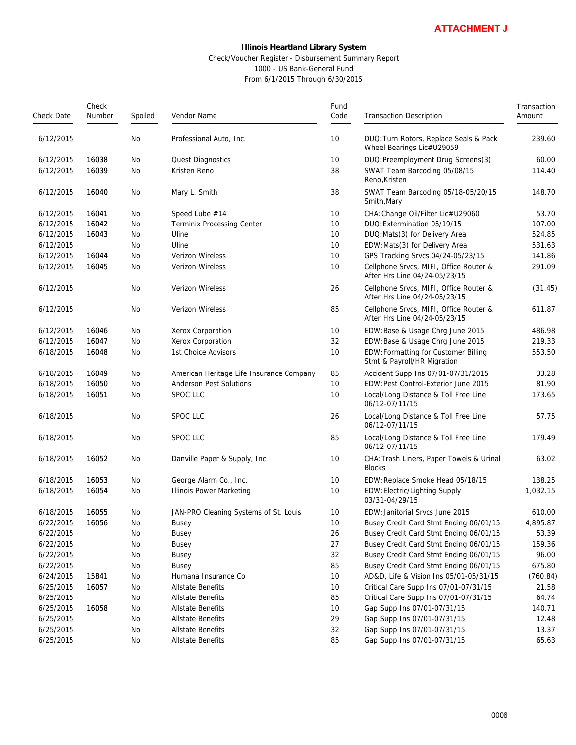**ATTACHMENT J**

**Illinois Heartland Library System**

Check/Voucher Register - Disbursement Summary Report
1000 - US Bank-General Fund
From 6/1/2015 Through 6/30/2015

| Check Date | Check Number | Spoiled | Vendor Name | Fund Code | Transaction Description | Transaction Amount |
|---|---|---|---|---|---|---|
| 6/12/2015 | | No | Professional Auto, Inc. | 10 | DUQ:Turn Rotors, Replace Seals & Pack Wheel Bearings Lic#U29059 | 239.60 |
| 6/12/2015 | 16038 | No | Quest Diagnostics | 10 | DUQ:Preemployment Drug Screens(3) | 60.00 |
| 6/12/2015 | 16039 | No | Kristen Reno | 38 | SWAT Team Barcoding 05/08/15 Reno,Kristen | 114.40 |
| 6/12/2015 | 16040 | No | Mary L. Smith | 38 | SWAT Team Barcoding 05/18-05/20/15 Smith,Mary | 148.70 |
| 6/12/2015 | 16041 | No | Speed Lube #14 | 10 | CHA:Change Oil/Filter Lic#U29060 | 53.70 |
| 6/12/2015 | 16042 | No | Terminix Processing Center | 10 | DUQ:Extermination 05/19/15 | 107.00 |
| 6/12/2015 | 16043 | No | Uline | 10 | DUQ:Mats(3) for Delivery Area | 524.85 |
| 6/12/2015 | | No | Uline | 10 | EDW:Mats(3) for Delivery Area | 531.63 |
| 6/12/2015 | 16044 | No | Verizon Wireless | 10 | GPS Tracking Srvcs 04/24-05/23/15 | 141.86 |
| 6/12/2015 | 16045 | No | Verizon Wireless | 10 | Cellphone Srvcs, MIFI, Office Router & After Hrs Line 04/24-05/23/15 | 291.09 |
| 6/12/2015 | | No | Verizon Wireless | 26 | Cellphone Srvcs, MIFI, Office Router & After Hrs Line 04/24-05/23/15 | (31.45) |
| 6/12/2015 | | No | Verizon Wireless | 85 | Cellphone Srvcs, MIFI, Office Router & After Hrs Line 04/24-05/23/15 | 611.87 |
| 6/12/2015 | 16046 | No | Xerox Corporation | 10 | EDW:Base & Usage Chrg June 2015 | 486.98 |
| 6/12/2015 | 16047 | No | Xerox Corporation | 32 | EDW:Base & Usage Chrg June 2015 | 219.33 |
| 6/18/2015 | 16048 | No | 1st Choice Advisors | 10 | EDW:Formatting for Customer Billing Stmt & Payroll/HR Migration | 553.50 |
| 6/18/2015 | 16049 | No | American Heritage Life Insurance Company | 85 | Accident Supp Ins 07/01-07/31/2015 | 33.28 |
| 6/18/2015 | 16050 | No | Anderson Pest Solutions | 10 | EDW:Pest Control-Exterior June 2015 | 81.90 |
| 6/18/2015 | 16051 | No | SPOC LLC | 10 | Local/Long Distance & Toll Free Line 06/12-07/11/15 | 173.65 |
| 6/18/2015 | | No | SPOC LLC | 26 | Local/Long Distance & Toll Free Line 06/12-07/11/15 | 57.75 |
| 6/18/2015 | | No | SPOC LLC | 85 | Local/Long Distance & Toll Free Line 06/12-07/11/15 | 179.49 |
| 6/18/2015 | 16052 | No | Danville Paper & Supply, Inc | 10 | CHA:Trash Liners, Paper Towels & Urinal Blocks | 63.02 |
| 6/18/2015 | 16053 | No | George Alarm Co., Inc. | 10 | EDW:Replace Smoke Head 05/18/15 | 138.25 |
| 6/18/2015 | 16054 | No | Illinois Power Marketing | 10 | EDW:Electric/Lighting Supply 03/31-04/29/15 | 1,032.15 |
| 6/18/2015 | 16055 | No | JAN-PRO Cleaning Systems of St. Louis | 10 | EDW:Janitorial Srvcs June 2015 | 610.00 |
| 6/22/2015 | 16056 | No | Busey | 10 | Busey Credit Card Stmt Ending 06/01/15 | 4,895.87 |
| 6/22/2015 | | No | Busey | 26 | Busey Credit Card Stmt Ending 06/01/15 | 53.39 |
| 6/22/2015 | | No | Busey | 27 | Busey Credit Card Stmt Ending 06/01/15 | 159.36 |
| 6/22/2015 | | No | Busey | 32 | Busey Credit Card Stmt Ending 06/01/15 | 96.00 |
| 6/22/2015 | | No | Busey | 85 | Busey Credit Card Stmt Ending 06/01/15 | 675.80 |
| 6/24/2015 | 15841 | No | Humana Insurance Co | 10 | AD&D, Life & Vision Ins 05/01-05/31/15 | (760.84) |
| 6/25/2015 | 16057 | No | Allstate Benefits | 10 | Critical Care Supp Ins 07/01-07/31/15 | 21.58 |
| 6/25/2015 | | No | Allstate Benefits | 85 | Critical Care Supp Ins 07/01-07/31/15 | 64.74 |
| 6/25/2015 | 16058 | No | Allstate Benefits | 10 | Gap Supp Ins 07/01-07/31/15 | 140.71 |
| 6/25/2015 | | No | Allstate Benefits | 29 | Gap Supp Ins 07/01-07/31/15 | 12.48 |
| 6/25/2015 | | No | Allstate Benefits | 32 | Gap Supp Ins 07/01-07/31/15 | 13.37 |
| 6/25/2015 | | No | Allstate Benefits | 85 | Gap Supp Ins 07/01-07/31/15 | 65.63 |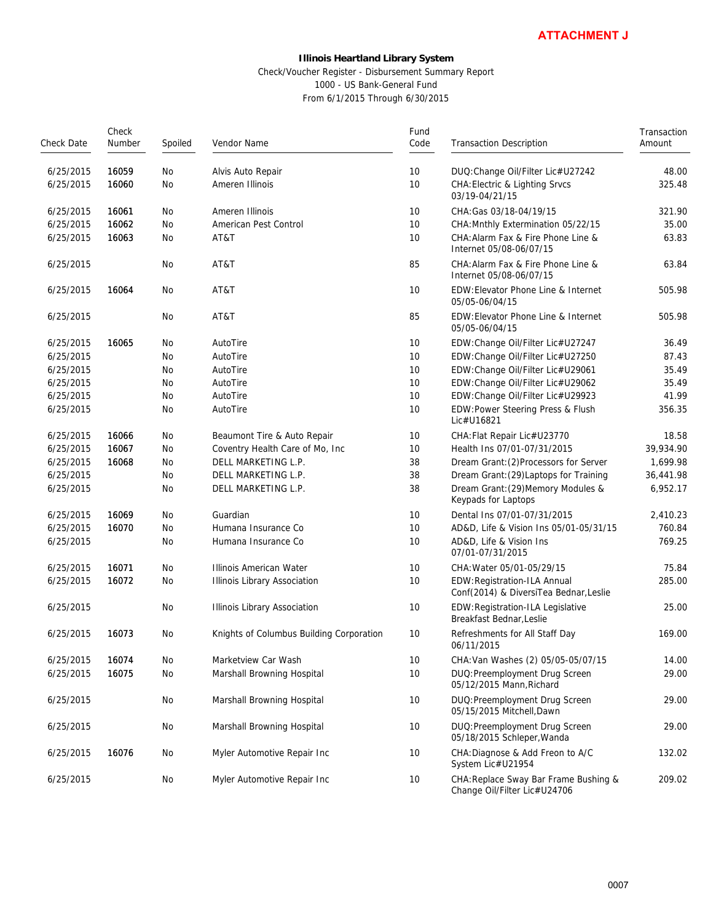**ATTACHMENT J**

**Illinois Heartland Library System**

Check/Voucher Register - Disbursement Summary Report
1000 - US Bank-General Fund
From 6/1/2015 Through 6/30/2015

| Check Date | Check Number | Spoiled | Vendor Name | Fund Code | Transaction Description | Transaction Amount |
|---|---|---|---|---|---|---|
| 6/25/2015 | 16059 | No | Alvis Auto Repair | 10 | DUQ:Change Oil/Filter Lic#U27242 | 48.00 |
| 6/25/2015 | 16060 | No | Ameren Illinois | 10 | CHA:Electric & Lighting Srvcs 03/19-04/21/15 | 325.48 |
| 6/25/2015 | 16061 | No | Ameren Illinois | 10 | CHA:Gas 03/18-04/19/15 | 321.90 |
| 6/25/2015 | 16062 | No | American Pest Control | 10 | CHA:Mnthly Extermination 05/22/15 | 35.00 |
| 6/25/2015 | 16063 | No | AT&T | 10 | CHA:Alarm Fax & Fire Phone Line & Internet 05/08-06/07/15 | 63.83 |
| 6/25/2015 | | No | AT&T | 85 | CHA:Alarm Fax & Fire Phone Line & Internet 05/08-06/07/15 | 63.84 |
| 6/25/2015 | 16064 | No | AT&T | 10 | EDW:Elevator Phone Line & Internet 05/05-06/04/15 | 505.98 |
| 6/25/2015 | | No | AT&T | 85 | EDW:Elevator Phone Line & Internet 05/05-06/04/15 | 505.98 |
| 6/25/2015 | 16065 | No | AutoTire | 10 | EDW:Change Oil/Filter Lic#U27247 | 36.49 |
| 6/25/2015 | | No | AutoTire | 10 | EDW:Change Oil/Filter Lic#U27250 | 87.43 |
| 6/25/2015 | | No | AutoTire | 10 | EDW:Change Oil/Filter Lic#U29061 | 35.49 |
| 6/25/2015 | | No | AutoTire | 10 | EDW:Change Oil/Filter Lic#U29062 | 35.49 |
| 6/25/2015 | | No | AutoTire | 10 | EDW:Change Oil/Filter Lic#U29923 | 41.99 |
| 6/25/2015 | | No | AutoTire | 10 | EDW:Power Steering Press & Flush Lic#U16821 | 356.35 |
| 6/25/2015 | 16066 | No | Beaumont Tire & Auto Repair | 10 | CHA:Flat Repair Lic#U23770 | 18.58 |
| 6/25/2015 | 16067 | No | Coventry Health Care of Mo, Inc | 10 | Health Ins 07/01-07/31/2015 | 39,934.90 |
| 6/25/2015 | 16068 | No | DELL MARKETING L.P. | 38 | Dream Grant:(2)Processors for Server | 1,699.98 |
| 6/25/2015 | | No | DELL MARKETING L.P. | 38 | Dream Grant:(29)Laptops for Training | 36,441.98 |
| 6/25/2015 | | No | DELL MARKETING L.P. | 38 | Dream Grant:(29)Memory Modules & Keypads for Laptops | 6,952.17 |
| 6/25/2015 | 16069 | No | Guardian | 10 | Dental Ins 07/01-07/31/2015 | 2,410.23 |
| 6/25/2015 | 16070 | No | Humana Insurance Co | 10 | AD&D, Life & Vision Ins 05/01-05/31/15 | 760.84 |
| 6/25/2015 | | No | Humana Insurance Co | 10 | AD&D, Life & Vision Ins 07/01-07/31/2015 | 769.25 |
| 6/25/2015 | 16071 | No | Illinois American Water | 10 | CHA:Water 05/01-05/29/15 | 75.84 |
| 6/25/2015 | 16072 | No | Illinois Library Association | 10 | EDW:Registration-ILA Annual Conf(2014) & DiversiTea Bednar,Leslie | 285.00 |
| 6/25/2015 | | No | Illinois Library Association | 10 | EDW:Registration-ILA Legislative Breakfast Bednar,Leslie | 25.00 |
| 6/25/2015 | 16073 | No | Knights of Columbus Building Corporation | 10 | Refreshments for All Staff Day 06/11/2015 | 169.00 |
| 6/25/2015 | 16074 | No | Marketview Car Wash | 10 | CHA:Van Washes (2) 05/05-05/07/15 | 14.00 |
| 6/25/2015 | 16075 | No | Marshall Browning Hospital | 10 | DUQ:Preemployment Drug Screen 05/12/2015 Mann,Richard | 29.00 |
| 6/25/2015 | | No | Marshall Browning Hospital | 10 | DUQ:Preemployment Drug Screen 05/15/2015 Mitchell,Dawn | 29.00 |
| 6/25/2015 | | No | Marshall Browning Hospital | 10 | DUQ:Preemployment Drug Screen 05/18/2015 Schleper,Wanda | 29.00 |
| 6/25/2015 | 16076 | No | Myler Automotive Repair Inc | 10 | CHA:Diagnose & Add Freon to A/C System Lic#U21954 | 132.02 |
| 6/25/2015 | | No | Myler Automotive Repair Inc | 10 | CHA:Replace Sway Bar Frame Bushing & Change Oil/Filter Lic#U24706 | 209.02 |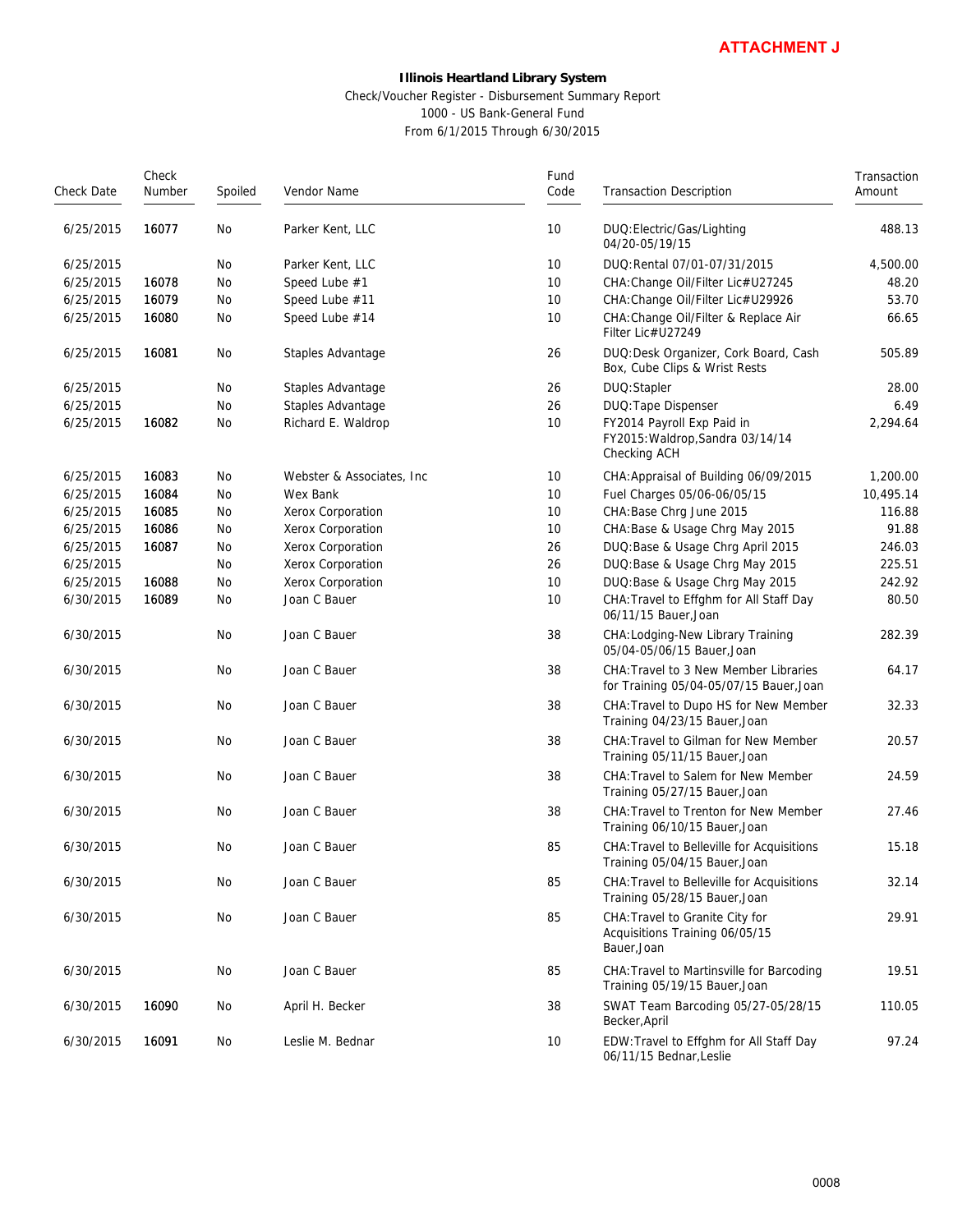**ATTACHMENT J**

**Illinois Heartland Library System**

Check/Voucher Register - Disbursement Summary Report

1000 - US Bank-General Fund

From 6/1/2015 Through 6/30/2015

| Check Date | Check Number | Spoiled | Vendor Name | Fund Code | Transaction Description | Transaction Amount |
|---|---|---|---|---|---|---|
| 6/25/2015 | 16077 | No | Parker Kent, LLC | 10 | DUQ:Electric/Gas/Lighting 04/20-05/19/15 | 488.13 |
| 6/25/2015 | | No | Parker Kent, LLC | 10 | DUQ:Rental 07/01-07/31/2015 | 4,500.00 |
| 6/25/2015 | 16078 | No | Speed Lube #1 | 10 | CHA:Change Oil/Filter Lic#U27245 | 48.20 |
| 6/25/2015 | 16079 | No | Speed Lube #11 | 10 | CHA:Change Oil/Filter Lic#U29926 | 53.70 |
| 6/25/2015 | 16080 | No | Speed Lube #14 | 10 | CHA:Change Oil/Filter & Replace Air Filter Lic#U27249 | 66.65 |
| 6/25/2015 | 16081 | No | Staples Advantage | 26 | DUQ:Desk Organizer, Cork Board, Cash Box, Cube Clips & Wrist Rests | 505.89 |
| 6/25/2015 | | No | Staples Advantage | 26 | DUQ:Stapler | 28.00 |
| 6/25/2015 | | No | Staples Advantage | 26 | DUQ:Tape Dispenser | 6.49 |
| 6/25/2015 | 16082 | No | Richard E. Waldrop | 10 | FY2014 Payroll Exp Paid in FY2015:Waldrop,Sandra 03/14/14 Checking ACH | 2,294.64 |
| 6/25/2015 | 16083 | No | Webster & Associates, Inc | 10 | CHA:Appraisal of Building 06/09/2015 | 1,200.00 |
| 6/25/2015 | 16084 | No | Wex Bank | 10 | Fuel Charges 05/06-06/05/15 | 10,495.14 |
| 6/25/2015 | 16085 | No | Xerox Corporation | 10 | CHA:Base Chrg June 2015 | 116.88 |
| 6/25/2015 | 16086 | No | Xerox Corporation | 10 | CHA:Base & Usage Chrg May 2015 | 91.88 |
| 6/25/2015 | 16087 | No | Xerox Corporation | 26 | DUQ:Base & Usage Chrg April 2015 | 246.03 |
| 6/25/2015 | | No | Xerox Corporation | 26 | DUQ:Base & Usage Chrg May 2015 | 225.51 |
| 6/25/2015 | 16088 | No | Xerox Corporation | 10 | DUQ:Base & Usage Chrg May 2015 | 242.92 |
| 6/30/2015 | 16089 | No | Joan C Bauer | 10 | CHA:Travel to Effghm for All Staff Day 06/11/15 Bauer,Joan | 80.50 |
| 6/30/2015 | | No | Joan C Bauer | 38 | CHA:Lodging-New Library Training 05/04-05/06/15 Bauer,Joan | 282.39 |
| 6/30/2015 | | No | Joan C Bauer | 38 | CHA:Travel to 3 New Member Libraries for Training 05/04-05/07/15 Bauer,Joan | 64.17 |
| 6/30/2015 | | No | Joan C Bauer | 38 | CHA:Travel to Dupo HS for New Member Training 04/23/15 Bauer,Joan | 32.33 |
| 6/30/2015 | | No | Joan C Bauer | 38 | CHA:Travel to Gilman for New Member Training 05/11/15 Bauer,Joan | 20.57 |
| 6/30/2015 | | No | Joan C Bauer | 38 | CHA:Travel to Salem for New Member Training 05/27/15 Bauer,Joan | 24.59 |
| 6/30/2015 | | No | Joan C Bauer | 38 | CHA:Travel to Trenton for New Member Training 06/10/15 Bauer,Joan | 27.46 |
| 6/30/2015 | | No | Joan C Bauer | 85 | CHA:Travel to Belleville for Acquisitions Training 05/04/15 Bauer,Joan | 15.18 |
| 6/30/2015 | | No | Joan C Bauer | 85 | CHA:Travel to Belleville for Acquisitions Training 05/28/15 Bauer,Joan | 32.14 |
| 6/30/2015 | | No | Joan C Bauer | 85 | CHA:Travel to Granite City for Acquisitions Training 06/05/15 Bauer,Joan | 29.91 |
| 6/30/2015 | | No | Joan C Bauer | 85 | CHA:Travel to Martinsville for Barcoding Training 05/19/15 Bauer,Joan | 19.51 |
| 6/30/2015 | 16090 | No | April H. Becker | 38 | SWAT Team Barcoding 05/27-05/28/15 Becker,April | 110.05 |
| 6/30/2015 | 16091 | No | Leslie M. Bednar | 10 | EDW:Travel to Effghm for All Staff Day 06/11/15 Bednar,Leslie | 97.24 |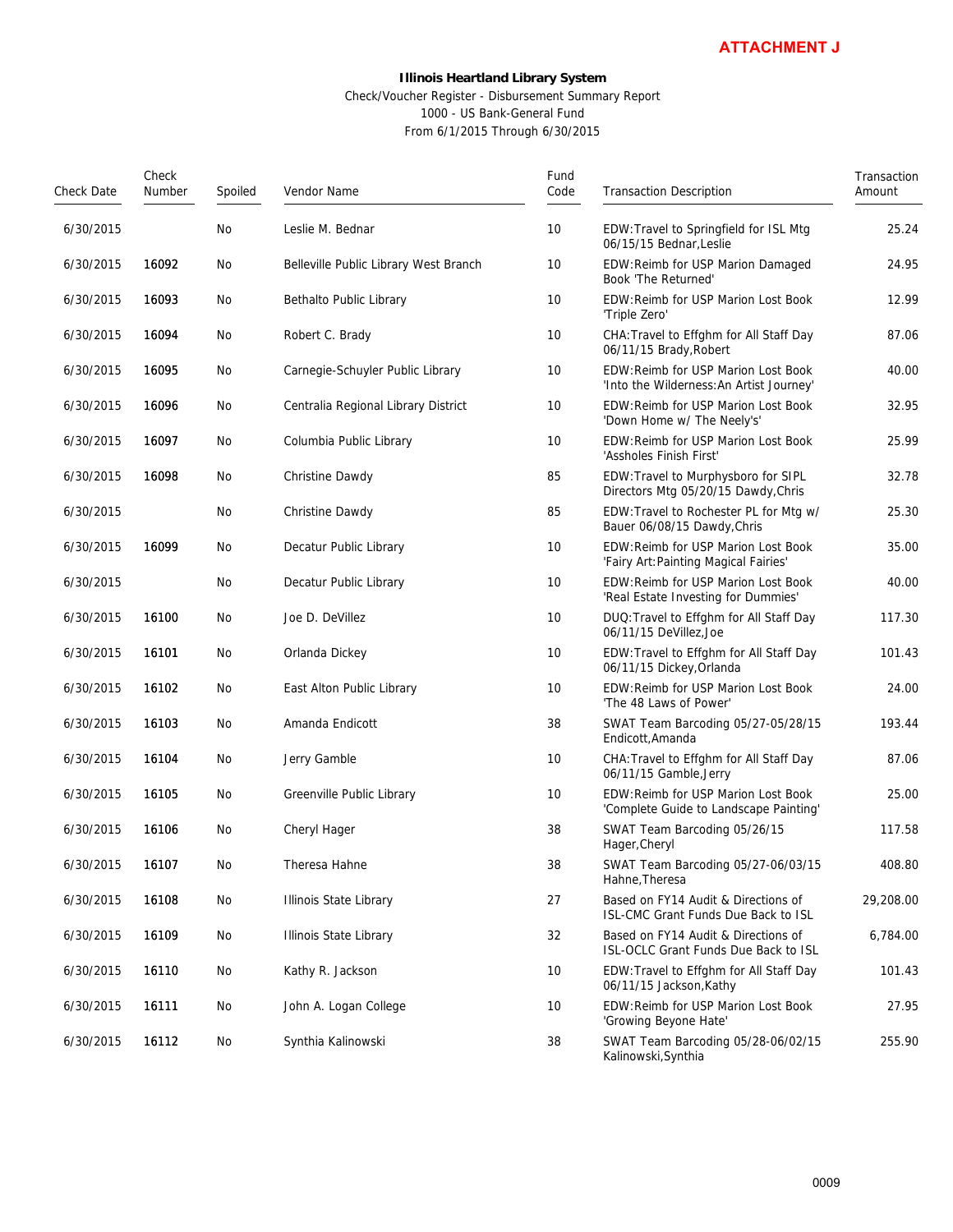**ATTACHMENT J**

**Illinois Heartland Library System**

Check/Voucher Register - Disbursement Summary Report
1000 - US Bank-General Fund
From 6/1/2015 Through 6/30/2015

| Check Date | Check Number | Spoiled | Vendor Name | Fund Code | Transaction Description | Transaction Amount |
|---|---|---|---|---|---|---|
| 6/30/2015 | | No | Leslie M. Bednar | 10 | EDW:Travel to Springfield for ISL Mtg 06/15/15 Bednar,Leslie | 25.24 |
| 6/30/2015 | 16092 | No | Belleville Public Library West Branch | 10 | EDW:Reimb for USP Marion Damaged Book 'The Returned' | 24.95 |
| 6/30/2015 | 16093 | No | Bethalto Public Library | 10 | EDW:Reimb for USP Marion Lost Book 'Triple Zero' | 12.99 |
| 6/30/2015 | 16094 | No | Robert C. Brady | 10 | CHA:Travel to Effghm for All Staff Day 06/11/15 Brady,Robert | 87.06 |
| 6/30/2015 | 16095 | No | Carnegie-Schuyler Public Library | 10 | EDW:Reimb for USP Marion Lost Book 'Into the Wilderness:An Artist Journey' | 40.00 |
| 6/30/2015 | 16096 | No | Centralia Regional Library District | 10 | EDW:Reimb for USP Marion Lost Book 'Down Home w/ The Neely's' | 32.95 |
| 6/30/2015 | 16097 | No | Columbia Public Library | 10 | EDW:Reimb for USP Marion Lost Book 'Assholes Finish First' | 25.99 |
| 6/30/2015 | 16098 | No | Christine Dawdy | 85 | EDW:Travel to Murphysboro for SIPL Directors Mtg 05/20/15 Dawdy,Chris | 32.78 |
| 6/30/2015 | | No | Christine Dawdy | 85 | EDW:Travel to Rochester PL for Mtg w/ Bauer 06/08/15 Dawdy,Chris | 25.30 |
| 6/30/2015 | 16099 | No | Decatur Public Library | 10 | EDW:Reimb for USP Marion Lost Book 'Fairy Art:Painting Magical Fairies' | 35.00 |
| 6/30/2015 | | No | Decatur Public Library | 10 | EDW:Reimb for USP Marion Lost Book 'Real Estate Investing for Dummies' | 40.00 |
| 6/30/2015 | 16100 | No | Joe D. DeVillez | 10 | DUQ:Travel to Effghm for All Staff Day 06/11/15 DeVillez,Joe | 117.30 |
| 6/30/2015 | 16101 | No | Orlanda Dickey | 10 | EDW:Travel to Effghm for All Staff Day 06/11/15 Dickey,Orlanda | 101.43 |
| 6/30/2015 | 16102 | No | East Alton Public Library | 10 | EDW:Reimb for USP Marion Lost Book 'The 48 Laws of Power' | 24.00 |
| 6/30/2015 | 16103 | No | Amanda Endicott | 38 | SWAT Team Barcoding 05/27-05/28/15 Endicott,Amanda | 193.44 |
| 6/30/2015 | 16104 | No | Jerry Gamble | 10 | CHA:Travel to Effghm for All Staff Day 06/11/15 Gamble,Jerry | 87.06 |
| 6/30/2015 | 16105 | No | Greenville Public Library | 10 | EDW:Reimb for USP Marion Lost Book 'Complete Guide to Landscape Painting' | 25.00 |
| 6/30/2015 | 16106 | No | Cheryl Hager | 38 | SWAT Team Barcoding 05/26/15 Hager,Cheryl | 117.58 |
| 6/30/2015 | 16107 | No | Theresa Hahne | 38 | SWAT Team Barcoding 05/27-06/03/15 Hahne,Theresa | 408.80 |
| 6/30/2015 | 16108 | No | Illinois State Library | 27 | Based on FY14 Audit & Directions of ISL-CMC Grant Funds Due Back to ISL | 29,208.00 |
| 6/30/2015 | 16109 | No | Illinois State Library | 32 | Based on FY14 Audit & Directions of ISL-OCLC Grant Funds Due Back to ISL | 6,784.00 |
| 6/30/2015 | 16110 | No | Kathy R. Jackson | 10 | EDW:Travel to Effghm for All Staff Day 06/11/15 Jackson,Kathy | 101.43 |
| 6/30/2015 | 16111 | No | John A. Logan College | 10 | EDW:Reimb for USP Marion Lost Book 'Growing Beyone Hate' | 27.95 |
| 6/30/2015 | 16112 | No | Synthia Kalinowski | 38 | SWAT Team Barcoding 05/28-06/02/15 Kalinowski,Synthia | 255.90 |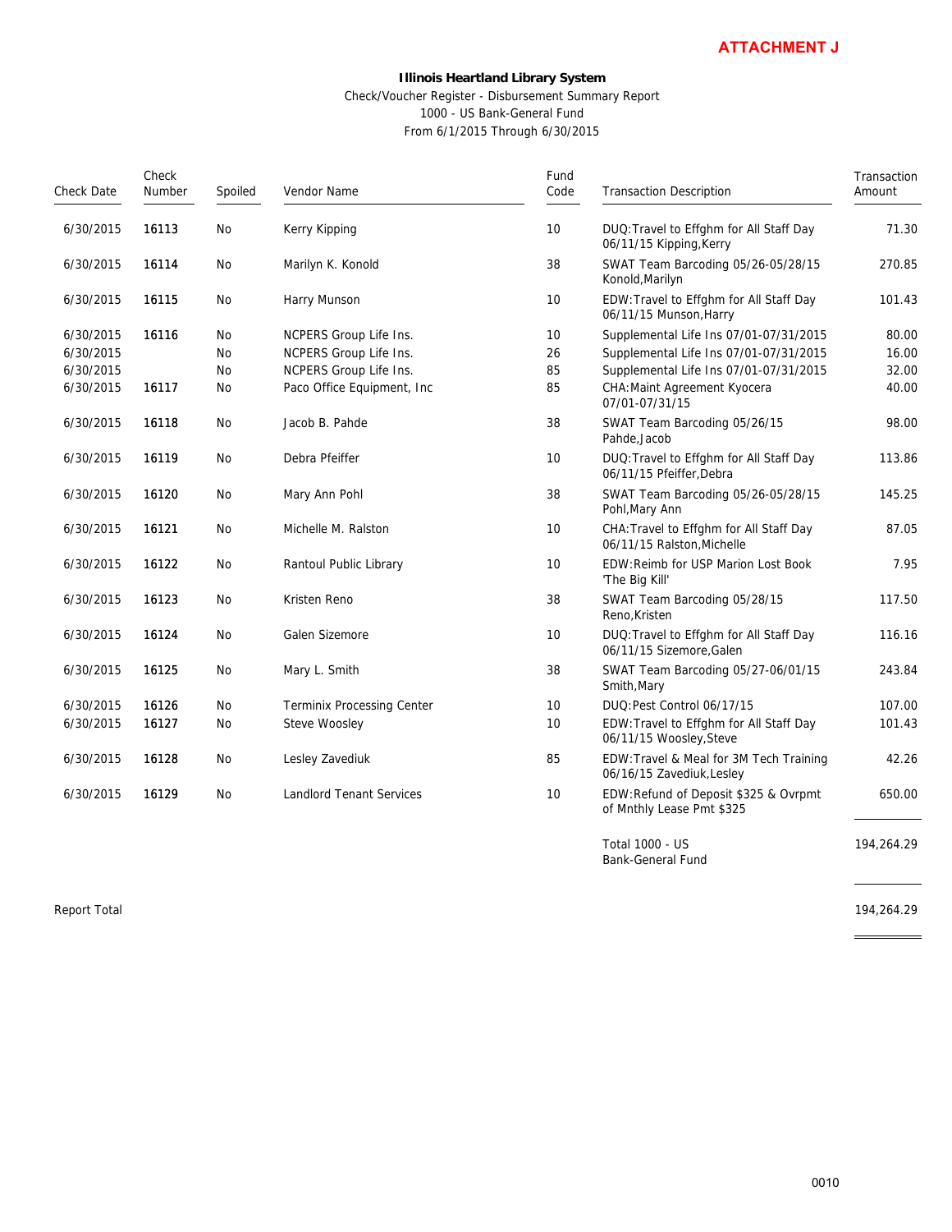**ATTACHMENT J**

**Illinois Heartland Library System**

Check/Voucher Register - Disbursement Summary Report
1000 - US Bank-General Fund
From 6/1/2015 Through 6/30/2015

| Check Date | Check Number | Spoiled | Vendor Name | Fund Code | Transaction Description | Transaction Amount |
|---|---|---|---|---|---|---|
| 6/30/2015 | 16113 | No | Kerry Kipping | 10 | DUQ:Travel to Effghm for All Staff Day 06/11/15 Kipping,Kerry | 71.30 |
| 6/30/2015 | 16114 | No | Marilyn K. Konold | 38 | SWAT Team Barcoding 05/26-05/28/15 Konold,Marilyn | 270.85 |
| 6/30/2015 | 16115 | No | Harry Munson | 10 | EDW:Travel to Effghm for All Staff Day 06/11/15 Munson,Harry | 101.43 |
| 6/30/2015 | 16116 | No | NCPERS Group Life Ins. | 10 | Supplemental Life Ins 07/01-07/31/2015 | 80.00 |
| 6/30/2015 | | No | NCPERS Group Life Ins. | 26 | Supplemental Life Ins 07/01-07/31/2015 | 16.00 |
| 6/30/2015 | | No | NCPERS Group Life Ins. | 85 | Supplemental Life Ins 07/01-07/31/2015 | 32.00 |
| 6/30/2015 | 16117 | No | Paco Office Equipment, Inc | 85 | CHA:Maint Agreement Kyocera 07/01-07/31/15 | 40.00 |
| 6/30/2015 | 16118 | No | Jacob B. Pahde | 38 | SWAT Team Barcoding 05/26/15 Pahde,Jacob | 98.00 |
| 6/30/2015 | 16119 | No | Debra Pfeiffer | 10 | DUQ:Travel to Effghm for All Staff Day 06/11/15 Pfeiffer,Debra | 113.86 |
| 6/30/2015 | 16120 | No | Mary Ann Pohl | 38 | SWAT Team Barcoding 05/26-05/28/15 Pohl,Mary Ann | 145.25 |
| 6/30/2015 | 16121 | No | Michelle M. Ralston | 10 | CHA:Travel to Effghm for All Staff Day 06/11/15 Ralston,Michelle | 87.05 |
| 6/30/2015 | 16122 | No | Rantoul Public Library | 10 | EDW:Reimb for USP Marion Lost Book 'The Big Kill' | 7.95 |
| 6/30/2015 | 16123 | No | Kristen Reno | 38 | SWAT Team Barcoding 05/28/15 Reno,Kristen | 117.50 |
| 6/30/2015 | 16124 | No | Galen Sizemore | 10 | DUQ:Travel to Effghm for All Staff Day 06/11/15 Sizemore,Galen | 116.16 |
| 6/30/2015 | 16125 | No | Mary L. Smith | 38 | SWAT Team Barcoding 05/27-06/01/15 Smith,Mary | 243.84 |
| 6/30/2015 | 16126 | No | Terminix Processing Center | 10 | DUQ:Pest Control 06/17/15 | 107.00 |
| 6/30/2015 | 16127 | No | Steve Woosley | 10 | EDW:Travel to Effghm for All Staff Day 06/11/15 Woosley,Steve | 101.43 |
| 6/30/2015 | 16128 | No | Lesley Zavediuk | 85 | EDW:Travel & Meal for 3M Tech Training 06/16/15 Zavediuk,Lesley | 42.26 |
| 6/30/2015 | 16129 | No | Landlord Tenant Services | 10 | EDW:Refund of Deposit $325 & Ovrpmt of Mnthly Lease Pmt $325 | 650.00 |
| | | | | | Total 1000 - US Bank-General Fund | 194,264.29 |
| Report Total | | | | | | 194,264.29 |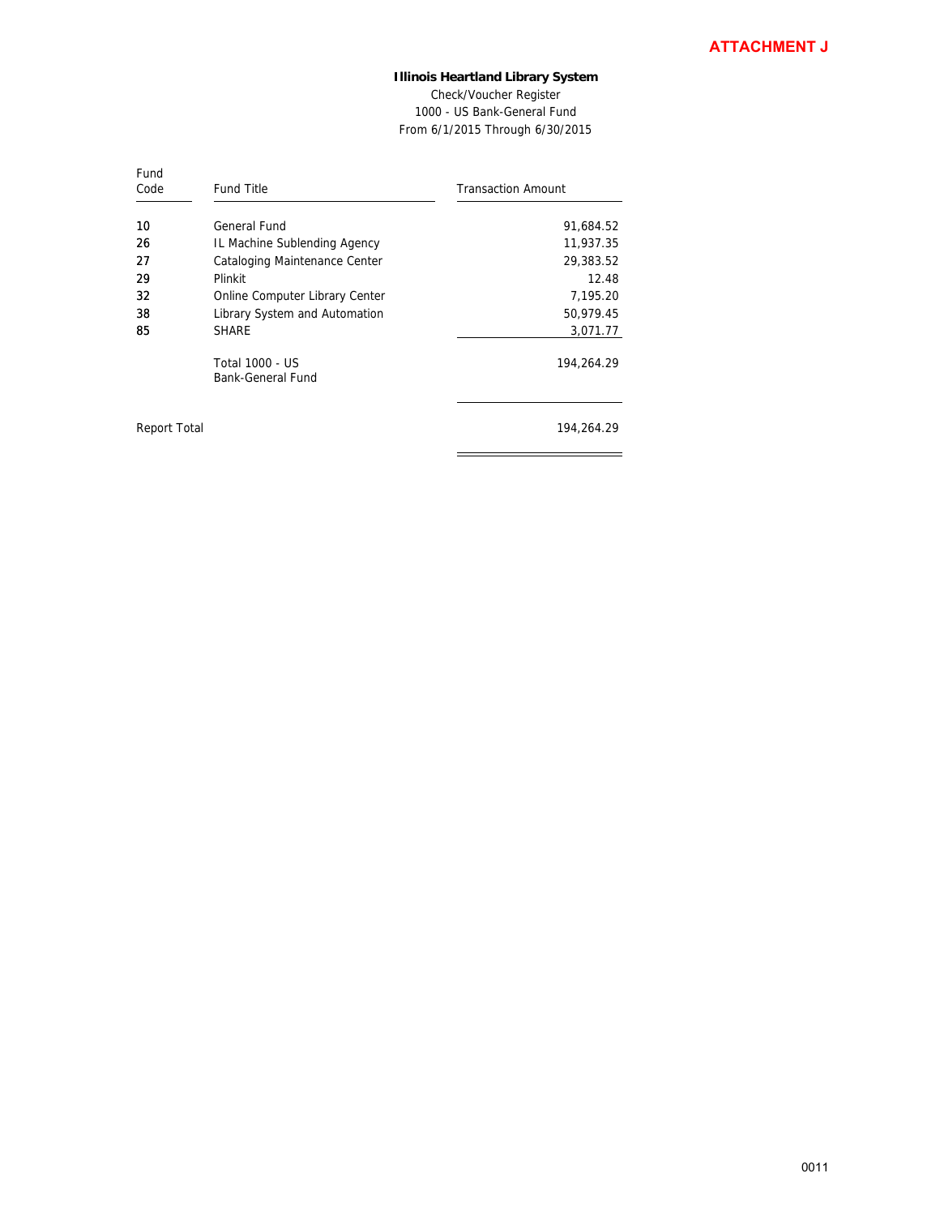**ATTACHMENT J**

**Illinois Heartland Library System**

Check/Voucher Register

1000 - US Bank-General Fund

From 6/1/2015 Through 6/30/2015

| Fund Code | Fund Title | Transaction Amount |
|---|---|---|
| 10 | General Fund | 91,684.52 |
| 26 | IL Machine Sublending Agency | 11,937.35 |
| 27 | Cataloging Maintenance Center | 29,383.52 |
| 29 | Plinkit | 12.48 |
| 32 | Online Computer Library Center | 7,195.20 |
| 38 | Library System and Automation | 50,979.45 |
| 85 | SHARE | 3,071.77 |
| | Total 1000 - US Bank-General Fund | 194,264.29 |
| Report Total | | 194,264.29 |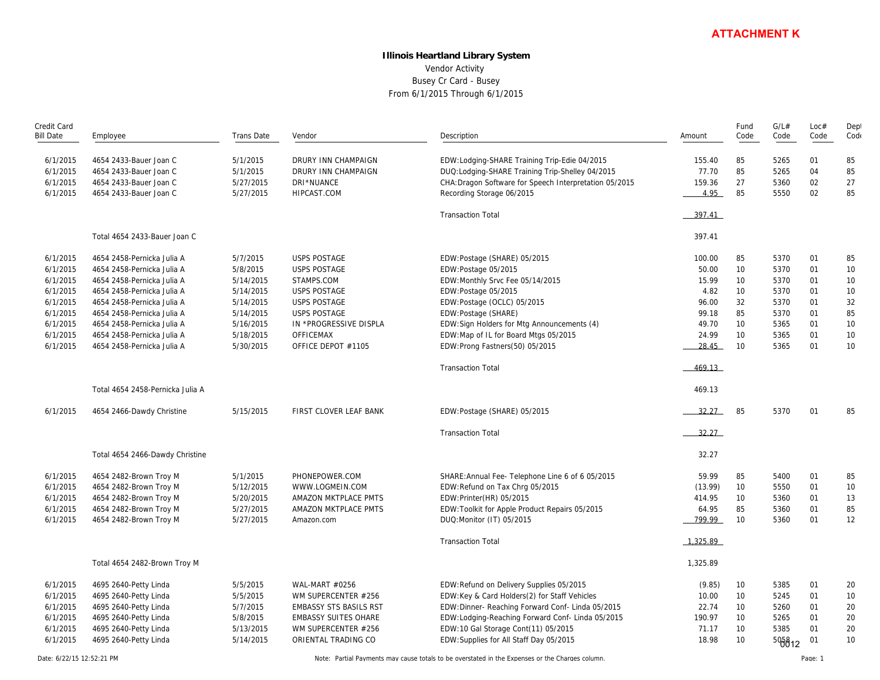**ATTACHMENT K**

**Illinois Heartland Library System**

Vendor Activity

Busey Cr Card - Busey

From 6/1/2015 Through 6/1/2015

| Credit Card Bill Date | Employee | Trans Date | Vendor | Description | Amount | Fund Code | G/L# Code | Loc# Code | Dept Code |
|---|---|---|---|---|---|---|---|---|---|
| 6/1/2015 | 4654 2433-Bauer Joan C | 5/1/2015 | DRURY INN CHAMPAIGN | EDW:Lodging-SHARE Training Trip-Edie 04/2015 | 155.40 | 85 | 5265 | 01 | 85 |
| 6/1/2015 | 4654 2433-Bauer Joan C | 5/1/2015 | DRURY INN CHAMPAIGN | DUQ:Lodging-SHARE Training Trip-Shelley 04/2015 | 77.70 | 85 | 5265 | 04 | 85 |
| 6/1/2015 | 4654 2433-Bauer Joan C | 5/27/2015 | DRI*NUANCE | CHA:Dragon Software for Speech Interpretation 05/2015 | 159.36 | 27 | 5360 | 02 | 27 |
| 6/1/2015 | 4654 2433-Bauer Joan C | 5/27/2015 | HIPCAST.COM | Recording Storage 06/2015 | 4.95 | 85 | 5550 | 02 | 85 |
| | | | | Transaction Total | 397.41 | | | | |
| | Total 4654 2433-Bauer Joan C | | | | 397.41 | | | | |
| 6/1/2015 | 4654 2458-Pernicka Julia A | 5/7/2015 | USPS POSTAGE | EDW:Postage (SHARE) 05/2015 | 100.00 | 85 | 5370 | 01 | 85 |
| 6/1/2015 | 4654 2458-Pernicka Julia A | 5/8/2015 | USPS POSTAGE | EDW:Postage 05/2015 | 50.00 | 10 | 5370 | 01 | 10 |
| 6/1/2015 | 4654 2458-Pernicka Julia A | 5/14/2015 | STAMPS.COM | EDW:Monthly Srvc Fee 05/14/2015 | 15.99 | 10 | 5370 | 01 | 10 |
| 6/1/2015 | 4654 2458-Pernicka Julia A | 5/14/2015 | USPS POSTAGE | EDW:Postage 05/2015 | 4.82 | 10 | 5370 | 01 | 10 |
| 6/1/2015 | 4654 2458-Pernicka Julia A | 5/14/2015 | USPS POSTAGE | EDW:Postage (OCLC) 05/2015 | 96.00 | 32 | 5370 | 01 | 32 |
| 6/1/2015 | 4654 2458-Pernicka Julia A | 5/14/2015 | USPS POSTAGE | EDW:Postage (SHARE) | 99.18 | 85 | 5370 | 01 | 85 |
| 6/1/2015 | 4654 2458-Pernicka Julia A | 5/16/2015 | IN *PROGRESSIVE DISPLA | EDW:Sign Holders for Mtg Announcements (4) | 49.70 | 10 | 5365 | 01 | 10 |
| 6/1/2015 | 4654 2458-Pernicka Julia A | 5/18/2015 | OFFICEMAX | EDW:Map of IL for Board Mtgs 05/2015 | 24.99 | 10 | 5365 | 01 | 10 |
| 6/1/2015 | 4654 2458-Pernicka Julia A | 5/30/2015 | OFFICE DEPOT #1105 | EDW:Prong Fastners(50) 05/2015 | 28.45 | 10 | 5365 | 01 | 10 |
| | | | | Transaction Total | 469.13 | | | | |
| | Total 4654 2458-Pernicka Julia A | | | | 469.13 | | | | |
| 6/1/2015 | 4654 2466-Dawdy Christine | 5/15/2015 | FIRST CLOVER LEAF BANK | EDW:Postage (SHARE) 05/2015 | 32.27 | 85 | 5370 | 01 | 85 |
| | | | | Transaction Total | 32.27 | | | | |
| | Total 4654 2466-Dawdy Christine | | | | 32.27 | | | | |
| 6/1/2015 | 4654 2482-Brown Troy M | 5/1/2015 | PHONEPOWER.COM | SHARE:Annual Fee- Telephone Line 6 of 6 05/2015 | 59.99 | 85 | 5400 | 01 | 85 |
| 6/1/2015 | 4654 2482-Brown Troy M | 5/12/2015 | WWW.LOGMEIN.COM | EDW:Refund on Tax Chrg 05/2015 | (13.99) | 10 | 5550 | 01 | 10 |
| 6/1/2015 | 4654 2482-Brown Troy M | 5/20/2015 | AMAZON MKTPLACE PMTS | EDW:Printer(HR) 05/2015 | 414.95 | 10 | 5360 | 01 | 13 |
| 6/1/2015 | 4654 2482-Brown Troy M | 5/27/2015 | AMAZON MKTPLACE PMTS | EDW:Toolkit for Apple Product Repairs 05/2015 | 64.95 | 85 | 5360 | 01 | 85 |
| 6/1/2015 | 4654 2482-Brown Troy M | 5/27/2015 | Amazon.com | DUQ:Monitor (IT) 05/2015 | 799.99 | 10 | 5360 | 01 | 12 |
| | | | | Transaction Total | 1,325.89 | | | | |
| | Total 4654 2482-Brown Troy M | | | | 1,325.89 | | | | |
| 6/1/2015 | 4695 2640-Petty Linda | 5/5/2015 | WAL-MART #0256 | EDW:Refund on Delivery Supplies 05/2015 | (9.85) | 10 | 5385 | 01 | 20 |
| 6/1/2015 | 4695 2640-Petty Linda | 5/5/2015 | WM SUPERCENTER #256 | EDW:Key & Card Holders(2) for Staff Vehicles | 10.00 | 10 | 5245 | 01 | 10 |
| 6/1/2015 | 4695 2640-Petty Linda | 5/7/2015 | EMBASSY STS BASILS RST | EDW:Dinner- Reaching Forward Conf- Linda 05/2015 | 22.74 | 10 | 5260 | 01 | 20 |
| 6/1/2015 | 4695 2640-Petty Linda | 5/8/2015 | EMBASSY SUITES OHARE | EDW:Lodging-Reaching Forward Conf- Linda 05/2015 | 190.97 | 10 | 5265 | 01 | 20 |
| 6/1/2015 | 4695 2640-Petty Linda | 5/13/2015 | WM SUPERCENTER #256 | EDW:10 Gal Storage Cont(11) 05/2015 | 71.17 | 10 | 5385 | 01 | 20 |
| 6/1/2015 | 4695 2640-Petty Linda | 5/14/2015 | ORIENTAL TRADING CO | EDW:Supplies for All Staff Day 05/2015 | 18.98 | 10 | 5058 | 01 | 10 |

Date: 6/22/15 12:52:21 PM

Note: Partial Payments may cause totals to be overstated in the Expenses or the Charges column.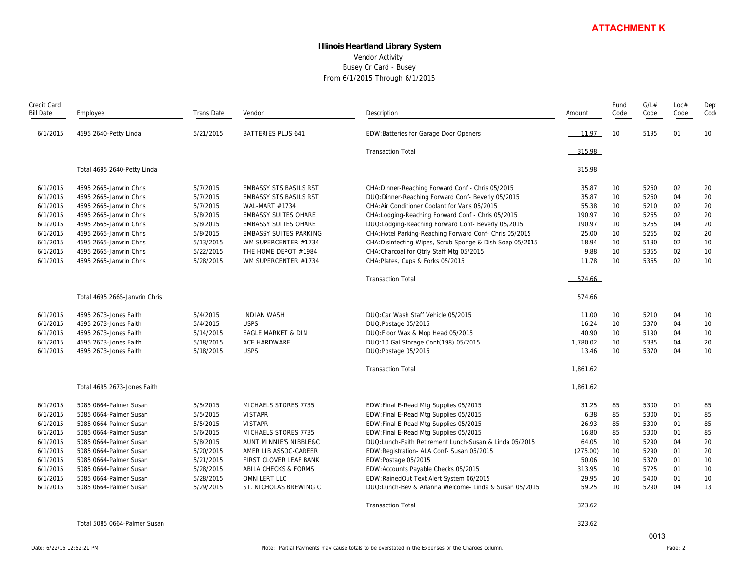**ATTACHMENT K**

**Illinois Heartland Library System**

Vendor Activity

Busey Cr Card - Busey

From 6/1/2015 Through 6/1/2015

| Credit Card Bill Date | Employee | Trans Date | Vendor | Description | Amount | Fund Code | G/L# Code | Loc# Code | Dept Code |
|---|---|---|---|---|---|---|---|---|---|
| 6/1/2015 | 4695 2640-Petty Linda | 5/21/2015 | BATTERIES PLUS 641 | EDW:Batteries for Garage Door Openers | 11.97 | 10 | 5195 | 01 | 10 |
| | | | | Transaction Total | 315.98 | | | | |
| | Total 4695 2640-Petty Linda | | | | 315.98 | | | | |
| 6/1/2015 | 4695 2665-Janvrin Chris | 5/7/2015 | EMBASSY STS BASILS RST | CHA:Dinner-Reaching Forward Conf - Chris 05/2015 | 35.87 | 10 | 5260 | 02 | 20 |
| 6/1/2015 | 4695 2665-Janvrin Chris | 5/7/2015 | EMBASSY STS BASILS RST | DUQ:Dinner-Reaching Forward Conf- Beverly 05/2015 | 35.87 | 10 | 5260 | 04 | 20 |
| 6/1/2015 | 4695 2665-Janvrin Chris | 5/7/2015 | WAL-MART #1734 | CHA:Air Conditioner Coolant for Vans 05/2015 | 55.38 | 10 | 5210 | 02 | 20 |
| 6/1/2015 | 4695 2665-Janvrin Chris | 5/8/2015 | EMBASSY SUITES OHARE | CHA:Lodging-Reaching Forward Conf - Chris 05/2015 | 190.97 | 10 | 5265 | 02 | 20 |
| 6/1/2015 | 4695 2665-Janvrin Chris | 5/8/2015 | EMBASSY SUITES OHARE | DUQ:Lodging-Reaching Forward Conf- Beverly 05/2015 | 190.97 | 10 | 5265 | 04 | 20 |
| 6/1/2015 | 4695 2665-Janvrin Chris | 5/8/2015 | EMBASSY SUITES PARKING | CHA:Hotel Parking-Reaching Forward Conf- Chris 05/2015 | 25.00 | 10 | 5265 | 02 | 20 |
| 6/1/2015 | 4695 2665-Janvrin Chris | 5/13/2015 | WM SUPERCENTER #1734 | CHA:Disinfecting Wipes, Scrub Sponge & Dish Soap 05/2015 | 18.94 | 10 | 5190 | 02 | 10 |
| 6/1/2015 | 4695 2665-Janvrin Chris | 5/22/2015 | THE HOME DEPOT #1984 | CHA:Charcoal for Qtrly Staff Mtg 05/2015 | 9.88 | 10 | 5365 | 02 | 10 |
| 6/1/2015 | 4695 2665-Janvrin Chris | 5/28/2015 | WM SUPERCENTER #1734 | CHA:Plates, Cups & Forks 05/2015 | 11.78 | 10 | 5365 | 02 | 10 |
| | | | | Transaction Total | 574.66 | | | | |
| | Total 4695 2665-Janvrin Chris | | | | 574.66 | | | | |
| 6/1/2015 | 4695 2673-Jones Faith | 5/4/2015 | INDIAN WASH | DUQ:Car Wash Staff Vehicle 05/2015 | 11.00 | 10 | 5210 | 04 | 10 |
| 6/1/2015 | 4695 2673-Jones Faith | 5/4/2015 | USPS | DUQ:Postage 05/2015 | 16.24 | 10 | 5370 | 04 | 10 |
| 6/1/2015 | 4695 2673-Jones Faith | 5/14/2015 | EAGLE MARKET & DIN | DUQ:Floor Wax & Mop Head 05/2015 | 40.90 | 10 | 5190 | 04 | 10 |
| 6/1/2015 | 4695 2673-Jones Faith | 5/18/2015 | ACE HARDWARE | DUQ:10 Gal Storage Cont(198) 05/2015 | 1,780.02 | 10 | 5385 | 04 | 20 |
| 6/1/2015 | 4695 2673-Jones Faith | 5/18/2015 | USPS | DUQ:Postage 05/2015 | 13.46 | 10 | 5370 | 04 | 10 |
| | | | | Transaction Total | 1,861.62 | | | | |
| | Total 4695 2673-Jones Faith | | | | 1,861.62 | | | | |
| 6/1/2015 | 5085 0664-Palmer Susan | 5/5/2015 | MICHAELS STORES 7735 | EDW:Final E-Read Mtg Supplies 05/2015 | 31.25 | 85 | 5300 | 01 | 85 |
| 6/1/2015 | 5085 0664-Palmer Susan | 5/5/2015 | VISTAPR | EDW:Final E-Read Mtg Supplies 05/2015 | 6.38 | 85 | 5300 | 01 | 85 |
| 6/1/2015 | 5085 0664-Palmer Susan | 5/5/2015 | VISTAPR | EDW:Final E-Read Mtg Supplies 05/2015 | 26.93 | 85 | 5300 | 01 | 85 |
| 6/1/2015 | 5085 0664-Palmer Susan | 5/6/2015 | MICHAELS STORES 7735 | EDW:Final E-Read Mtg Supplies 05/2015 | 16.80 | 85 | 5300 | 01 | 85 |
| 6/1/2015 | 5085 0664-Palmer Susan | 5/8/2015 | AUNT MINNIE'S NIBBLE&C | DUQ:Lunch-Faith Retirement Lunch-Susan & Linda 05/2015 | 64.05 | 10 | 5290 | 04 | 20 |
| 6/1/2015 | 5085 0664-Palmer Susan | 5/20/2015 | AMER LIB ASSOC-CAREER | EDW:Registration- ALA Conf- Susan 05/2015 | (275.00) | 10 | 5290 | 01 | 20 |
| 6/1/2015 | 5085 0664-Palmer Susan | 5/21/2015 | FIRST CLOVER LEAF BANK | EDW:Postage 05/2015 | 50.06 | 10 | 5370 | 01 | 10 |
| 6/1/2015 | 5085 0664-Palmer Susan | 5/28/2015 | ABILA CHECKS & FORMS | EDW:Accounts Payable Checks 05/2015 | 313.95 | 10 | 5725 | 01 | 10 |
| 6/1/2015 | 5085 0664-Palmer Susan | 5/28/2015 | OMNILERT LLC | EDW:RainedOut Text Alert System 06/2015 | 29.95 | 10 | 5400 | 01 | 10 |
| 6/1/2015 | 5085 0664-Palmer Susan | 5/29/2015 | ST. NICHOLAS BREWING C | DUQ:Lunch-Bev & Arlanna Welcome- Linda & Susan 05/2015 | 59.25 | 10 | 5290 | 04 | 13 |
| | | | | Transaction Total | 323.62 | | | | |
| | Total 5085 0664-Palmer Susan | | | | 323.62 | | | | |

0013

Date: 6/22/15 12:52:21 PM

Note: Partial Payments may cause totals to be overstated in the Expenses or the Charges column.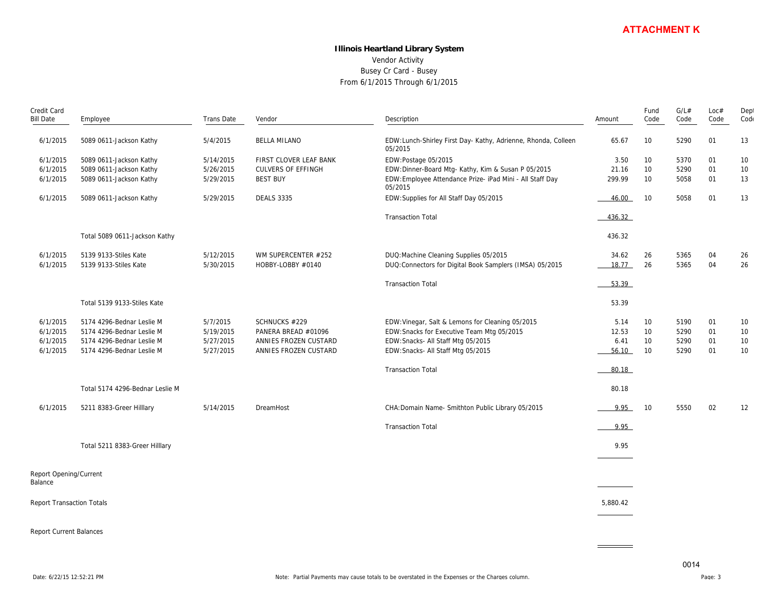**ATTACHMENT K**

**Illinois Heartland Library System**

Vendor Activity

Busey Cr Card - Busey

From 6/1/2015 Through 6/1/2015

| Credit Card Bill Date | Employee | Trans Date | Vendor | Description | Amount | Fund Code | G/L# Code | Loc# Code | Dept Code |
|---|---|---|---|---|---|---|---|---|---|
| 6/1/2015 | 5089 0611-Jackson Kathy | 5/4/2015 | BELLA MILANO | EDW:Lunch-Shirley First Day- Kathy, Adrienne, Rhonda, Colleen 05/2015 | 65.67 | 10 | 5290 | 01 | 13 |
| 6/1/2015 | 5089 0611-Jackson Kathy | 5/14/2015 | FIRST CLOVER LEAF BANK | EDW:Postage 05/2015 | 3.50 | 10 | 5370 | 01 | 10 |
| 6/1/2015 | 5089 0611-Jackson Kathy | 5/26/2015 | CULVERS OF EFFINGH | EDW:Dinner-Board Mtg- Kathy, Kim & Susan P 05/2015 | 21.16 | 10 | 5290 | 01 | 10 |
| 6/1/2015 | 5089 0611-Jackson Kathy | 5/29/2015 | BEST BUY | EDW:Employee Attendance Prize- iPad Mini - All Staff Day 05/2015 | 299.99 | 10 | 5058 | 01 | 13 |
| 6/1/2015 | 5089 0611-Jackson Kathy | 5/29/2015 | DEALS 3335 | EDW:Supplies for All Staff Day 05/2015 | 46.00 | 10 | 5058 | 01 | 13 |
| | | | | Transaction Total | 436.32 | | | | |
| | Total 5089 0611-Jackson Kathy | | | | 436.32 | | | | |
| 6/1/2015 | 5139 9133-Stiles Kate | 5/12/2015 | WM SUPERCENTER #252 | DUQ:Machine Cleaning Supplies 05/2015 | 34.62 | 26 | 5365 | 04 | 26 |
| 6/1/2015 | 5139 9133-Stiles Kate | 5/30/2015 | HOBBY-LOBBY #0140 | DUQ:Connectors for Digital Book Samplers (IMSA) 05/2015 | 18.77 | 26 | 5365 | 04 | 26 |
| | | | | Transaction Total | 53.39 | | | | |
| | Total 5139 9133-Stiles Kate | | | | 53.39 | | | | |
| 6/1/2015 | 5174 4296-Bednar Leslie M | 5/7/2015 | SCHNUCKS #229 | EDW:Vinegar, Salt & Lemons for Cleaning 05/2015 | 5.14 | 10 | 5190 | 01 | 10 |
| 6/1/2015 | 5174 4296-Bednar Leslie M | 5/19/2015 | PANERA BREAD #01096 | EDW:Snacks for Executive Team Mtg 05/2015 | 12.53 | 10 | 5290 | 01 | 10 |
| 6/1/2015 | 5174 4296-Bednar Leslie M | 5/27/2015 | ANNIES FROZEN CUSTARD | EDW:Snacks- All Staff Mtg 05/2015 | 6.41 | 10 | 5290 | 01 | 10 |
| 6/1/2015 | 5174 4296-Bednar Leslie M | 5/27/2015 | ANNIES FROZEN CUSTARD | EDW:Snacks- All Staff Mtg 05/2015 | 56.10 | 10 | 5290 | 01 | 10 |
| | | | | Transaction Total | 80.18 | | | | |
| | Total 5174 4296-Bednar Leslie M | | | | 80.18 | | | | |
| 6/1/2015 | 5211 8383-Greer Hilllary | 5/14/2015 | DreamHost | CHA:Domain Name- Smithton Public Library 05/2015 | 9.95 | 10 | 5550 | 02 | 12 |
| | | | | Transaction Total | 9.95 | | | | |
| | Total 5211 8383-Greer Hilllary | | | | 9.95 | | | | |
| Report Opening/Current Balance | | | | | | | | | |
| Report Transaction Totals | | | | | 5,880.42 | | | | |
| Report Current Balances | | | | | | | | | |

0014

Date: 6/22/15 12:52:21 PM

Note: Partial Payments may cause totals to be overstated in the Expenses or the Charges column.